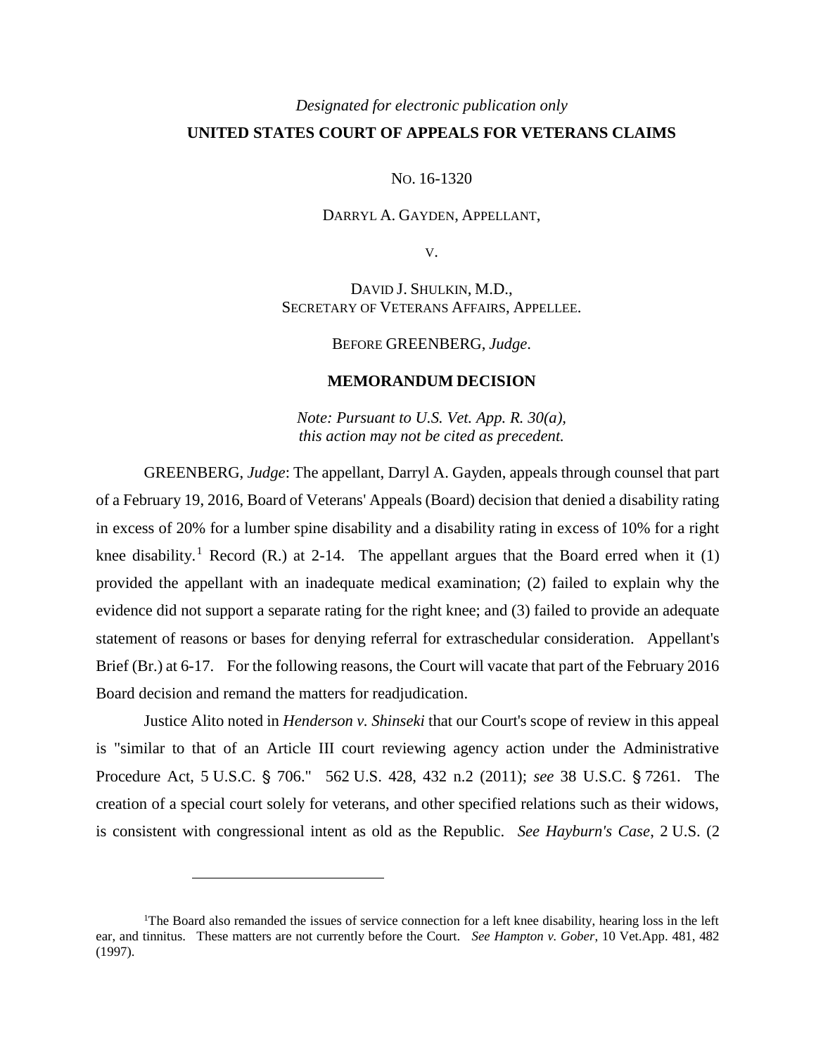*Designated for electronic publication only*

**UNITED STATES COURT OF APPEALS FOR VETERANS CLAIMS**

NO. 16-1320

DARRYL A. GAYDEN, APPELLANT,

V.

DAVID J. SHULKIN, M.D.,
SECRETARY OF VETERANS AFFAIRS, APPELLEE.

BEFORE GREENBERG, *Judge*.

**MEMORANDUM DECISION**

*Note: Pursuant to U.S. Vet. App. R. 30(a), this action may not be cited as precedent.*

GREENBERG, *Judge*: The appellant, Darryl A. Gayden, appeals through counsel that part of a February 19, 2016, Board of Veterans' Appeals (Board) decision that denied a disability rating in excess of 20% for a lumber spine disability and a disability rating in excess of 10% for a right knee disability.[1] Record (R.) at 2-14. The appellant argues that the Board erred when it (1) provided the appellant with an inadequate medical examination; (2) failed to explain why the evidence did not support a separate rating for the right knee; and (3) failed to provide an adequate statement of reasons or bases for denying referral for extraschedular consideration. Appellant's Brief (Br.) at 6-17. For the following reasons, the Court will vacate that part of the February 2016 Board decision and remand the matters for readjudication.

Justice Alito noted in *Henderson v. Shinseki* that our Court's scope of review in this appeal is "similar to that of an Article III court reviewing agency action under the Administrative Procedure Act, 5 U.S.C. § 706." 562 U.S. 428, 432 n.2 (2011); *see* 38 U.S.C. § 7261. The creation of a special court solely for veterans, and other specified relations such as their widows, is consistent with congressional intent as old as the Republic. *See Hayburn's Case*, 2 U.S. (2

[1]The Board also remanded the issues of service connection for a left knee disability, hearing loss in the left ear, and tinnitus. These matters are not currently before the Court. *See Hampton v. Gober*, 10 Vet.App. 481, 482 (1997).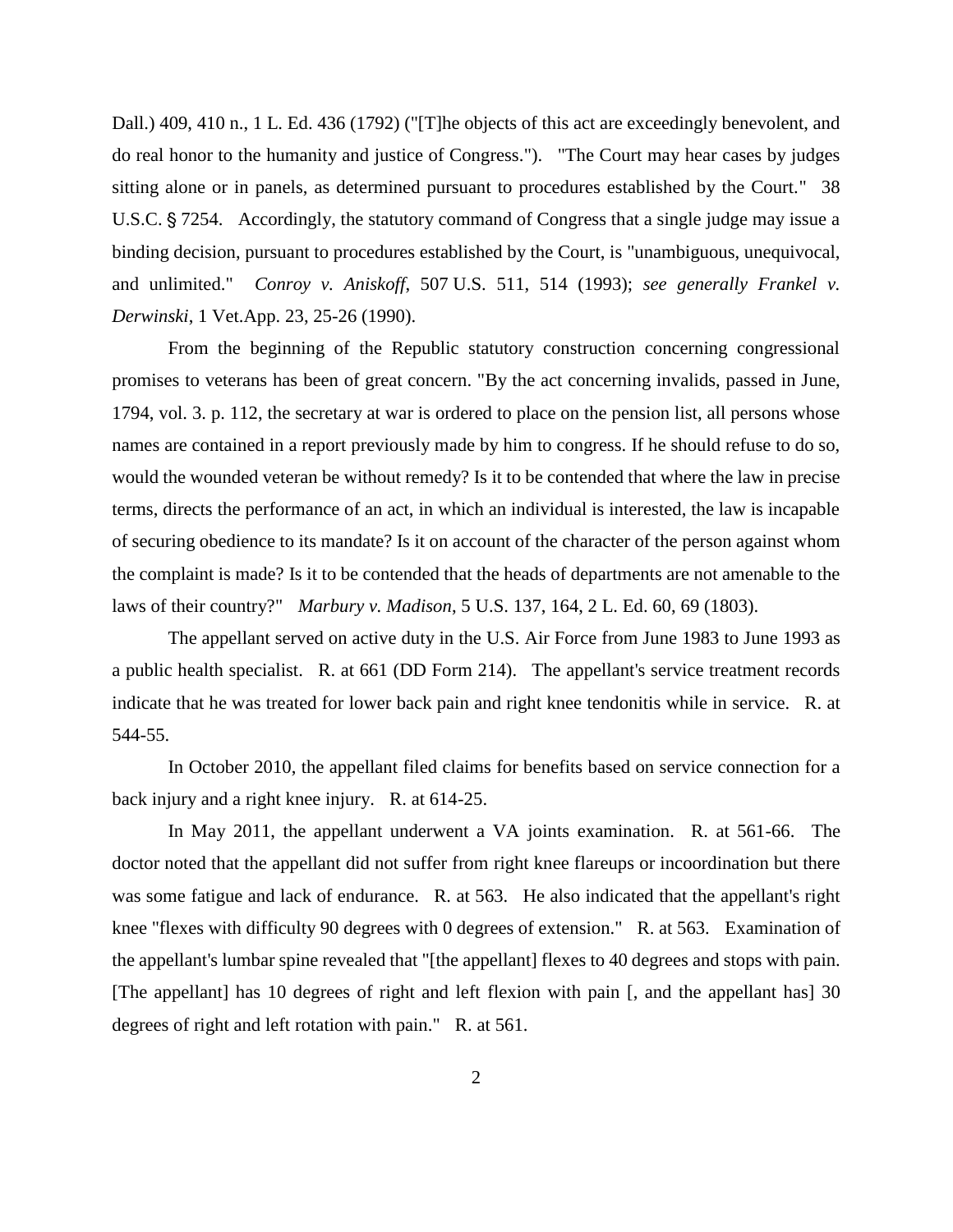Dall.) 409, 410 n., 1 L. Ed. 436 (1792) ("[T]he objects of this act are exceedingly benevolent, and do real honor to the humanity and justice of Congress."). "The Court may hear cases by judges sitting alone or in panels, as determined pursuant to procedures established by the Court." 38 U.S.C. § 7254. Accordingly, the statutory command of Congress that a single judge may issue a binding decision, pursuant to procedures established by the Court, is "unambiguous, unequivocal, and unlimited." *Conroy v. Aniskoff*, 507 U.S. 511, 514 (1993); *see generally Frankel v. Derwinski*, 1 Vet.App. 23, 25-26 (1990).

From the beginning of the Republic statutory construction concerning congressional promises to veterans has been of great concern. "By the act concerning invalids, passed in June, 1794, vol. 3. p. 112, the secretary at war is ordered to place on the pension list, all persons whose names are contained in a report previously made by him to congress. If he should refuse to do so, would the wounded veteran be without remedy? Is it to be contended that where the law in precise terms, directs the performance of an act, in which an individual is interested, the law is incapable of securing obedience to its mandate? Is it on account of the character of the person against whom the complaint is made? Is it to be contended that the heads of departments are not amenable to the laws of their country?" *Marbury v. Madison*, 5 U.S. 137, 164, 2 L. Ed. 60, 69 (1803).

The appellant served on active duty in the U.S. Air Force from June 1983 to June 1993 as a public health specialist. R. at 661 (DD Form 214). The appellant's service treatment records indicate that he was treated for lower back pain and right knee tendonitis while in service. R. at 544-55.

In October 2010, the appellant filed claims for benefits based on service connection for a back injury and a right knee injury. R. at 614-25.

In May 2011, the appellant underwent a VA joints examination. R. at 561-66. The doctor noted that the appellant did not suffer from right knee flareups or incoordination but there was some fatigue and lack of endurance. R. at 563. He also indicated that the appellant's right knee "flexes with difficulty 90 degrees with 0 degrees of extension." R. at 563. Examination of the appellant's lumbar spine revealed that "[the appellant] flexes to 40 degrees and stops with pain. [The appellant] has 10 degrees of right and left flexion with pain [, and the appellant has] 30 degrees of right and left rotation with pain." R. at 561.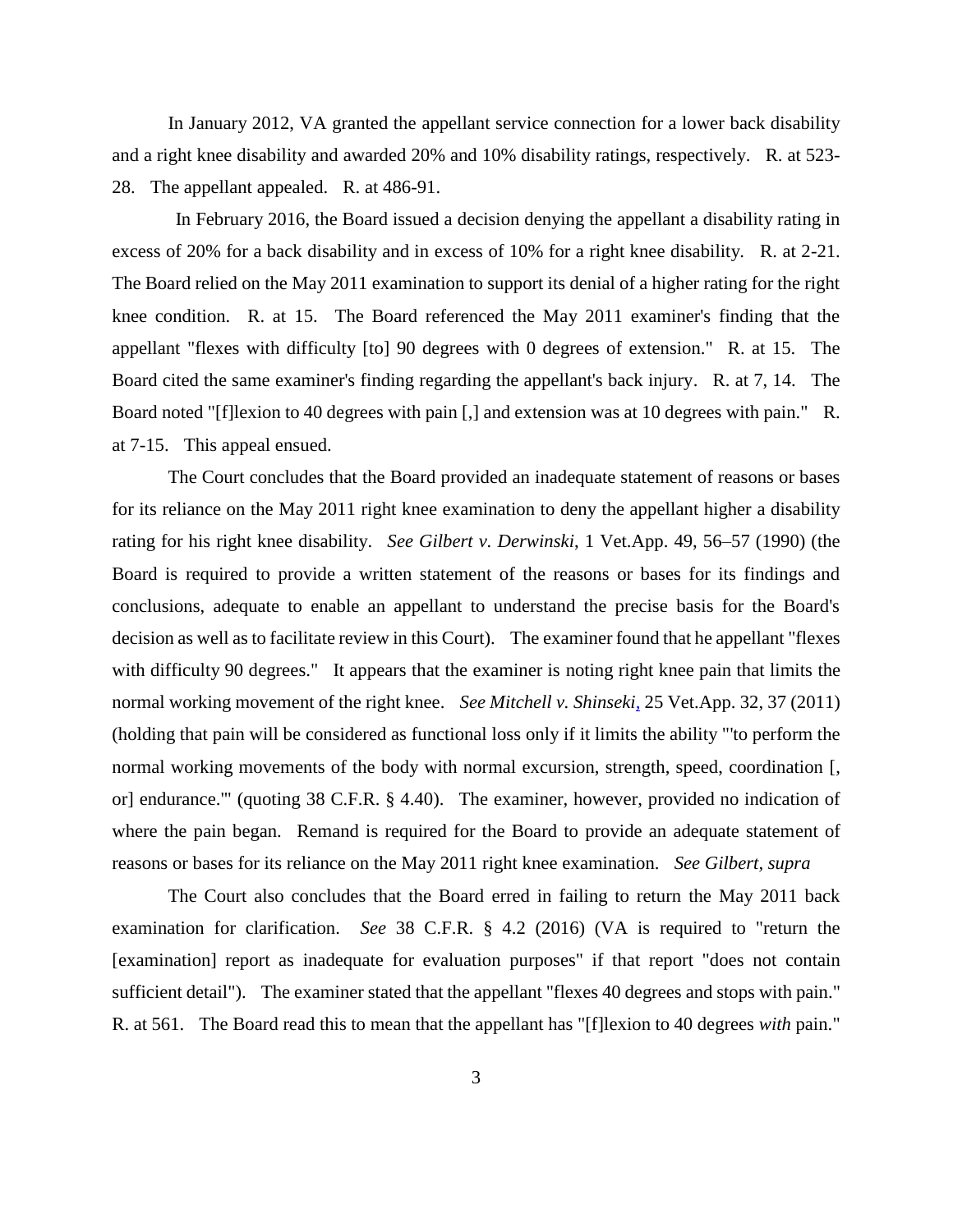In January 2012, VA granted the appellant service connection for a lower back disability and a right knee disability and awarded 20% and 10% disability ratings, respectively. R. at 523-28. The appellant appealed. R. at 486-91.

In February 2016, the Board issued a decision denying the appellant a disability rating in excess of 20% for a back disability and in excess of 10% for a right knee disability. R. at 2-21. The Board relied on the May 2011 examination to support its denial of a higher rating for the right knee condition. R. at 15. The Board referenced the May 2011 examiner's finding that the appellant "flexes with difficulty [to] 90 degrees with 0 degrees of extension." R. at 15. The Board cited the same examiner's finding regarding the appellant's back injury. R. at 7, 14. The Board noted "[f]lexion to 40 degrees with pain [,] and extension was at 10 degrees with pain." R. at 7-15. This appeal ensued.

The Court concludes that the Board provided an inadequate statement of reasons or bases for its reliance on the May 2011 right knee examination to deny the appellant higher a disability rating for his right knee disability. *See Gilbert v. Derwinski*, 1 Vet.App. 49, 56–57 (1990) (the Board is required to provide a written statement of the reasons or bases for its findings and conclusions, adequate to enable an appellant to understand the precise basis for the Board's decision as well as to facilitate review in this Court). The examiner found that he appellant "flexes with difficulty 90 degrees." It appears that the examiner is noting right knee pain that limits the normal working movement of the right knee. *See Mitchell v. Shinseki*, 25 Vet.App. 32, 37 (2011) (holding that pain will be considered as functional loss only if it limits the ability "'to perform the normal working movements of the body with normal excursion, strength, speed, coordination [, or] endurance.'" (quoting 38 C.F.R. § 4.40). The examiner, however, provided no indication of where the pain began. Remand is required for the Board to provide an adequate statement of reasons or bases for its reliance on the May 2011 right knee examination. *See Gilbert*, *supra*

The Court also concludes that the Board erred in failing to return the May 2011 back examination for clarification. *See* 38 C.F.R. § 4.2 (2016) (VA is required to "return the [examination] report as inadequate for evaluation purposes" if that report "does not contain sufficient detail"). The examiner stated that the appellant "flexes 40 degrees and stops with pain." R. at 561. The Board read this to mean that the appellant has "[f]lexion to 40 degrees *with* pain."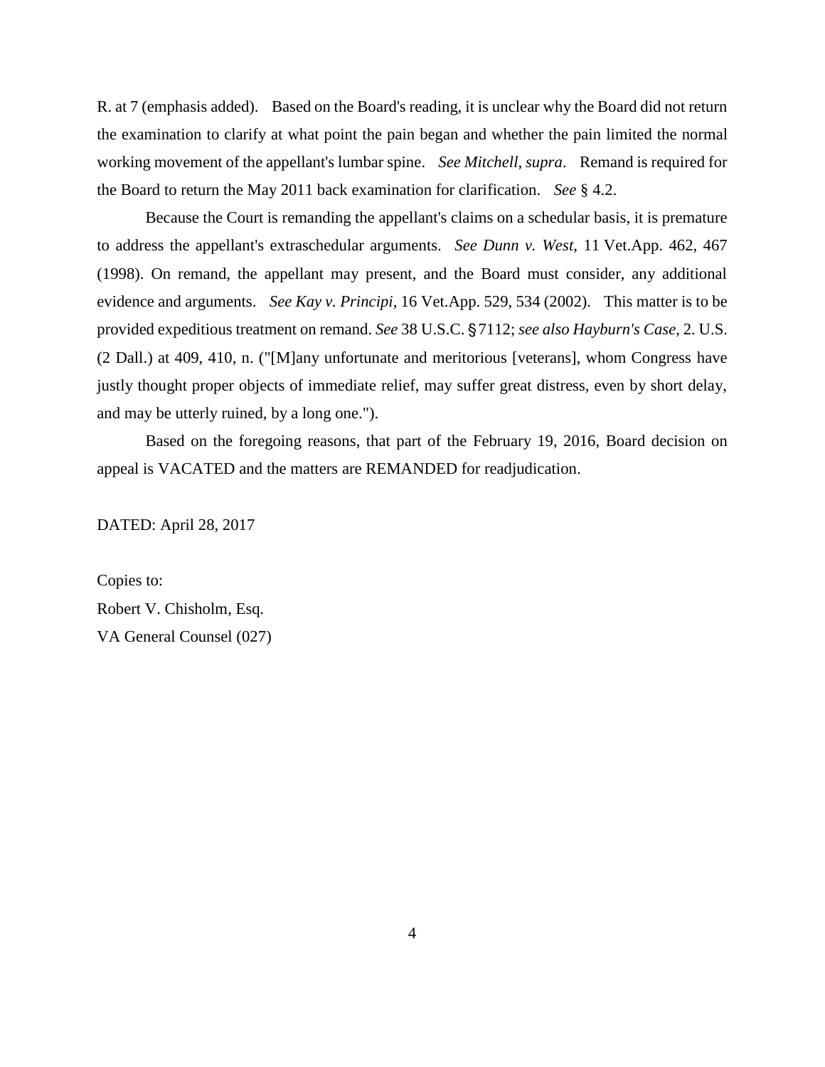R. at 7 (emphasis added). Based on the Board's reading, it is unclear why the Board did not return the examination to clarify at what point the pain began and whether the pain limited the normal working movement of the appellant's lumbar spine. *See Mitchell*, *supra*. Remand is required for the Board to return the May 2011 back examination for clarification. *See* § 4.2.

Because the Court is remanding the appellant's claims on a schedular basis, it is premature to address the appellant's extraschedular arguments. *See Dunn v. West*, 11 Vet.App. 462, 467 (1998). On remand, the appellant may present, and the Board must consider, any additional evidence and arguments. *See Kay v. Principi*, 16 Vet.App. 529, 534 (2002). This matter is to be provided expeditious treatment on remand. *See* 38 U.S.C. § 7112; *see also Hayburn's Case*, 2. U.S. (2 Dall.) at 409, 410, n. ("[M]any unfortunate and meritorious [veterans], whom Congress have justly thought proper objects of immediate relief, may suffer great distress, even by short delay, and may be utterly ruined, by a long one.").

Based on the foregoing reasons, that part of the February 19, 2016, Board decision on appeal is VACATED and the matters are REMANDED for readjudication.

DATED: April 28, 2017

Copies to:

Robert V. Chisholm, Esq.

VA General Counsel (027)